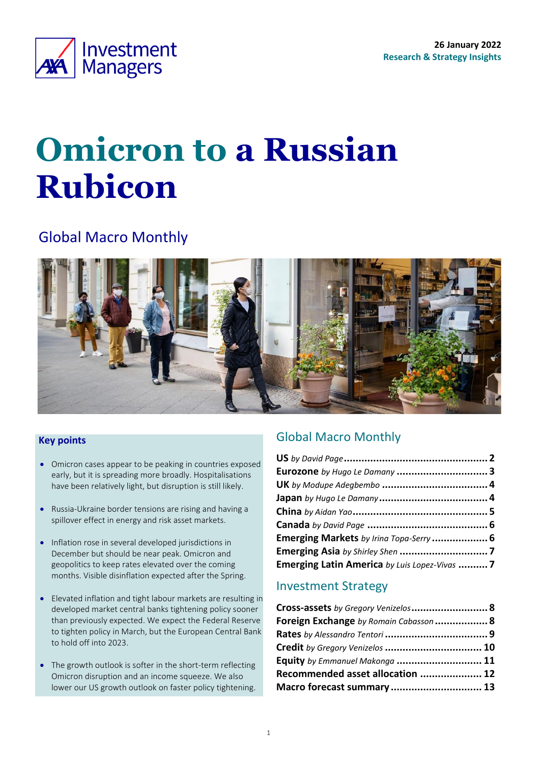26 January 2022
Research & Strategy Insights

# Omicron to a Russian Rubicon

## Global Macro Monthly

### Key points

- Omicron cases appear to be peaking in countries exposed early, but it is spreading more broadly. Hospitalisations have been relatively light, but disruption is still likely.
- Russia-Ukraine border tensions are rising and having a spillover effect in energy and risk asset markets.
- Inflation rose in several developed jurisdictions in December but should be near peak. Omicron and geopolitics to keep rates elevated over the coming months. Visible disinflation expected after the Spring.
- Elevated inflation and tight labour markets are resulting in developed market central banks tightening policy sooner than previously expected. We expect the Federal Reserve to tighten policy in March, but the European Central Bank to hold off into 2023.
- The growth outlook is softer in the short-term reflecting Omicron disruption and an income squeeze. We also lower our US growth outlook on faster policy tightening.

### Global Macro Monthly

**US** *by David Page* .......... 2
**Eurozone** *by Hugo Le Damany* .......... 3
**UK** *by Modupe Adegbembo* .......... 4
**Japan** *by Hugo Le Damany* .......... 4
**China** *by Aidan Yao* .......... 5
**Canada** *by David Page* .......... 6
**Emerging Markets** *by Irina Topa-Serry* .......... 6
**Emerging Asia** *by Shirley Shen* .......... 7
**Emerging Latin America** *by Luis Lopez-Vivas* .......... 7

### Investment Strategy

**Cross-assets** *by Gregory Venizelos* .......... 8
**Foreign Exchange** *by Romain Cabasson* .......... 8
**Rates** *by Alessandro Tentori* .......... 9
**Credit** *by Gregory Venizelos* .......... 10
**Equity** *by Emmanuel Makonga* .......... 11
**Recommended asset allocation** .......... 12
**Macro forecast summary** .......... 13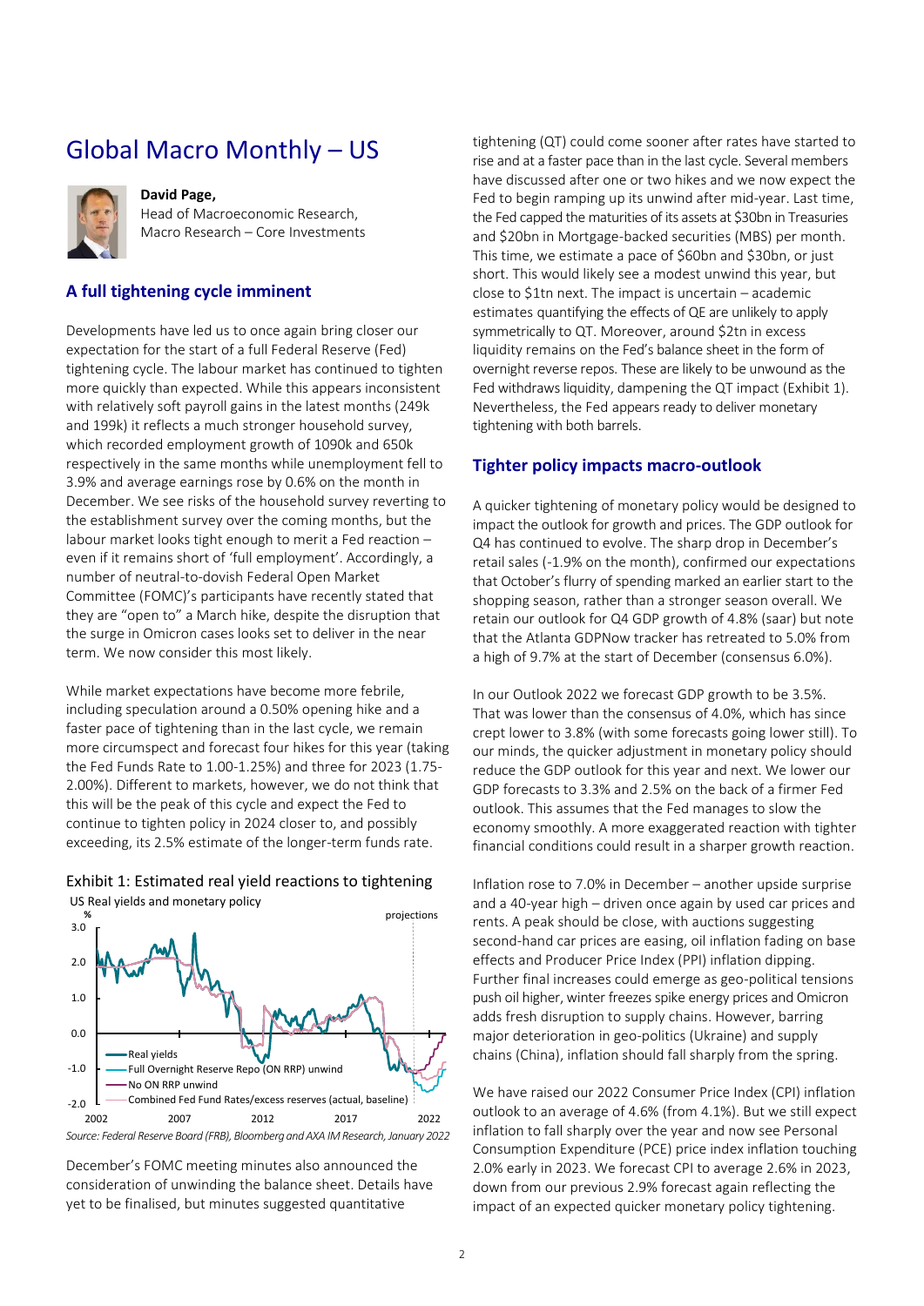# Global Macro Monthly – US

**David Page,**
Head of Macroeconomic Research,
Macro Research – Core Investments

## A full tightening cycle imminent

Developments have led us to once again bring closer our expectation for the start of a full Federal Reserve (Fed) tightening cycle. The labour market has continued to tighten more quickly than expected. While this appears inconsistent with relatively soft payroll gains in the latest months (249k and 199k) it reflects a much stronger household survey, which recorded employment growth of 1090k and 650k respectively in the same months while unemployment fell to 3.9% and average earnings rose by 0.6% on the month in December. We see risks of the household survey reverting to the establishment survey over the coming months, but the labour market looks tight enough to merit a Fed reaction – even if it remains short of 'full employment'. Accordingly, a number of neutral-to-dovish Federal Open Market Committee (FOMC)'s participants have recently stated that they are "open to" a March hike, despite the disruption that the surge in Omicron cases looks set to deliver in the near term. We now consider this most likely.

While market expectations have become more febrile, including speculation around a 0.50% opening hike and a faster pace of tightening than in the last cycle, we remain more circumspect and forecast four hikes for this year (taking the Fed Funds Rate to 1.00-1.25%) and three for 2023 (1.75-2.00%). Different to markets, however, we do not think that this will be the peak of this cycle and expect the Fed to continue to tighten policy in 2024 closer to, and possibly exceeding, its 2.5% estimate of the longer-term funds rate.

Exhibit 1: Estimated real yield reactions to tightening

US Real yields and monetary policy

*Source: Federal Reserve Board (FRB), Bloomberg and AXA IM Research, January 2022*

December's FOMC meeting minutes also announced the consideration of unwinding the balance sheet. Details have yet to be finalised, but minutes suggested quantitative tightening (QT) could come sooner after rates have started to rise and at a faster pace than in the last cycle. Several members have discussed after one or two hikes and we now expect the Fed to begin ramping up its unwind after mid-year. Last time, the Fed capped the maturities of its assets at $30bn in Treasuries and $20bn in Mortgage-backed securities (MBS) per month. This time, we estimate a pace of $60bn and $30bn, or just short. This would likely see a modest unwind this year, but close to $1tn next. The impact is uncertain – academic estimates quantifying the effects of QE are unlikely to apply symmetrically to QT. Moreover, around $2tn in excess liquidity remains on the Fed's balance sheet in the form of overnight reverse repos. These are likely to be unwound as the Fed withdraws liquidity, dampening the QT impact (Exhibit 1). Nevertheless, the Fed appears ready to deliver monetary tightening with both barrels.

## Tighter policy impacts macro-outlook

A quicker tightening of monetary policy would be designed to impact the outlook for growth and prices. The GDP outlook for Q4 has continued to evolve. The sharp drop in December's retail sales (-1.9% on the month), confirmed our expectations that October's flurry of spending marked an earlier start to the shopping season, rather than a stronger season overall. We retain our outlook for Q4 GDP growth of 4.8% (saar) but note that the Atlanta GDPNow tracker has retreated to 5.0% from a high of 9.7% at the start of December (consensus 6.0%).

In our Outlook 2022 we forecast GDP growth to be 3.5%. That was lower than the consensus of 4.0%, which has since crept lower to 3.8% (with some forecasts going lower still). To our minds, the quicker adjustment in monetary policy should reduce the GDP outlook for this year and next. We lower our GDP forecasts to 3.3% and 2.5% on the back of a firmer Fed outlook. This assumes that the Fed manages to slow the economy smoothly. A more exaggerated reaction with tighter financial conditions could result in a sharper growth reaction.

Inflation rose to 7.0% in December – another upside surprise and a 40-year high – driven once again by used car prices and rents. A peak should be close, with auctions suggesting second-hand car prices are easing, oil inflation fading on base effects and Producer Price Index (PPI) inflation dipping. Further final increases could emerge as geo-political tensions push oil higher, winter freezes spike energy prices and Omicron adds fresh disruption to supply chains. However, barring major deterioration in geo-politics (Ukraine) and supply chains (China), inflation should fall sharply from the spring.

We have raised our 2022 Consumer Price Index (CPI) inflation outlook to an average of 4.6% (from 4.1%). But we still expect inflation to fall sharply over the year and now see Personal Consumption Expenditure (PCE) price index inflation touching 2.0% early in 2023. We forecast CPI to average 2.6% in 2023, down from our previous 2.9% forecast again reflecting the impact of an expected quicker monetary policy tightening.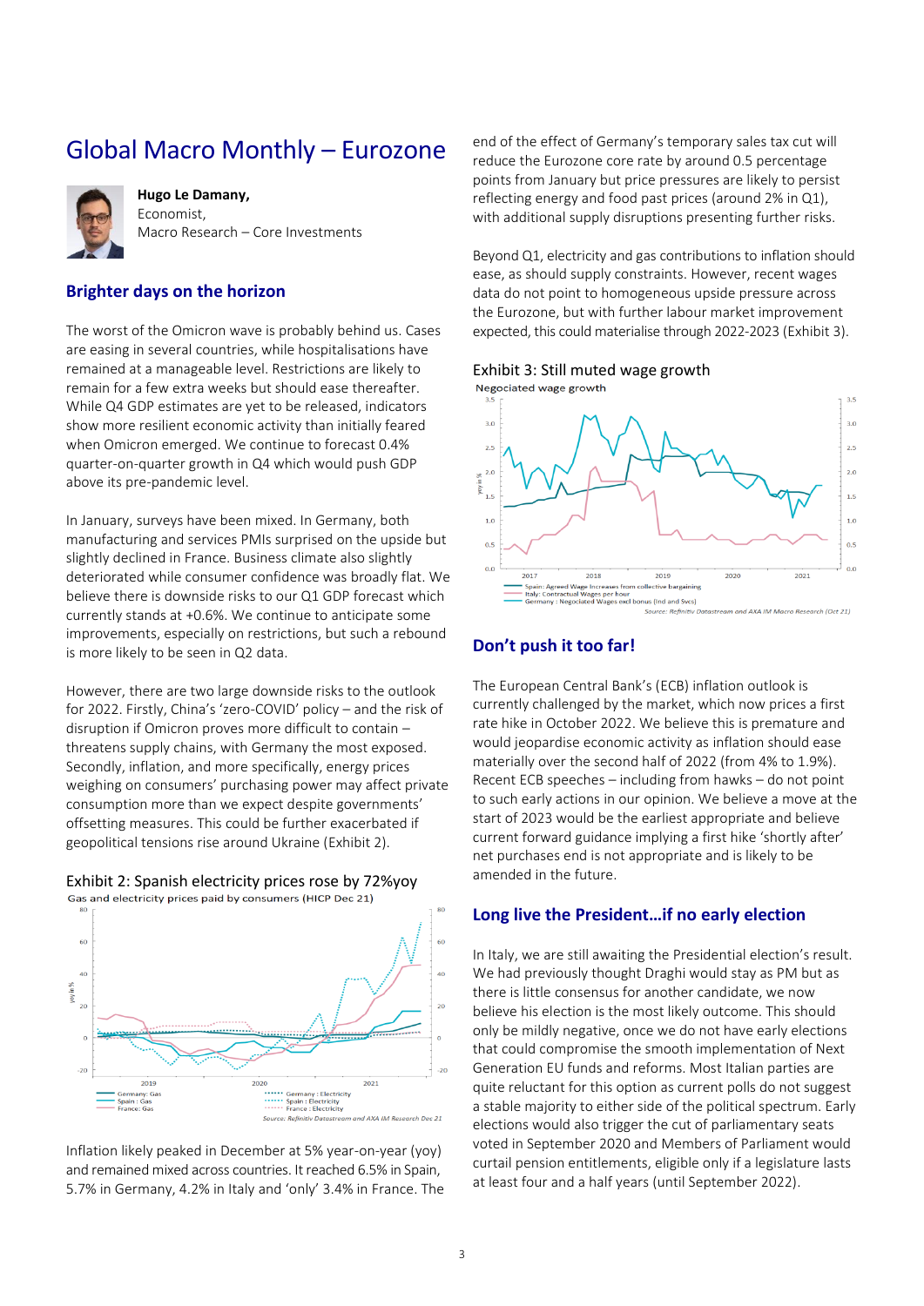# Global Macro Monthly – Eurozone

**Hugo Le Damany,**
Economist,
Macro Research – Core Investments

## Brighter days on the horizon

The worst of the Omicron wave is probably behind us. Cases are easing in several countries, while hospitalisations have remained at a manageable level. Restrictions are likely to remain for a few extra weeks but should ease thereafter. While Q4 GDP estimates are yet to be released, indicators show more resilient economic activity than initially feared when Omicron emerged. We continue to forecast 0.4% quarter-on-quarter growth in Q4 which would push GDP above its pre-pandemic level.

In January, surveys have been mixed. In Germany, both manufacturing and services PMIs surprised on the upside but slightly declined in France. Business climate also slightly deteriorated while consumer confidence was broadly flat. We believe there is downside risks to our Q1 GDP forecast which currently stands at +0.6%. We continue to anticipate some improvements, especially on restrictions, but such a rebound is more likely to be seen in Q2 data.

However, there are two large downside risks to the outlook for 2022. Firstly, China's 'zero-COVID' policy – and the risk of disruption if Omicron proves more difficult to contain – threatens supply chains, with Germany the most exposed. Secondly, inflation, and more specifically, energy prices weighing on consumers' purchasing power may affect private consumption more than we expect despite governments' offsetting measures. This could be further exacerbated if geopolitical tensions rise around Ukraine (Exhibit 2).

Exhibit 2: Spanish electricity prices rose by 72%yoy

Gas and electricity prices paid by consumers (HICP Dec 21)

Source: Refinitiv Datastream and AXA IM Research Dec 21

Inflation likely peaked in December at 5% year-on-year (yoy) and remained mixed across countries. It reached 6.5% in Spain, 5.7% in Germany, 4.2% in Italy and 'only' 3.4% in France. The end of the effect of Germany's temporary sales tax cut will reduce the Eurozone core rate by around 0.5 percentage points from January but price pressures are likely to persist reflecting energy and food past prices (around 2% in Q1), with additional supply disruptions presenting further risks.

Beyond Q1, electricity and gas contributions to inflation should ease, as should supply constraints. However, recent wages data do not point to homogeneous upside pressure across the Eurozone, but with further labour market improvement expected, this could materialise through 2022-2023 (Exhibit 3).

Exhibit 3: Still muted wage growth

Negociated wage growth

Source: Refinitiv Datastream and AXA IM Macro Research (Oct 21)

## Don't push it too far!

The European Central Bank's (ECB) inflation outlook is currently challenged by the market, which now prices a first rate hike in October 2022. We believe this is premature and would jeopardise economic activity as inflation should ease materially over the second half of 2022 (from 4% to 1.9%). Recent ECB speeches – including from hawks – do not point to such early actions in our opinion. We believe a move at the start of 2023 would be the earliest appropriate and believe current forward guidance implying a first hike 'shortly after' net purchases end is not appropriate and is likely to be amended in the future.

## Long live the President…if no early election

In Italy, we are still awaiting the Presidential election's result. We had previously thought Draghi would stay as PM but as there is little consensus for another candidate, we now believe his election is the most likely outcome. This should only be mildly negative, once we do not have early elections that could compromise the smooth implementation of Next Generation EU funds and reforms. Most Italian parties are quite reluctant for this option as current polls do not suggest a stable majority to either side of the political spectrum. Early elections would also trigger the cut of parliamentary seats voted in September 2020 and Members of Parliament would curtail pension entitlements, eligible only if a legislature lasts at least four and a half years (until September 2022).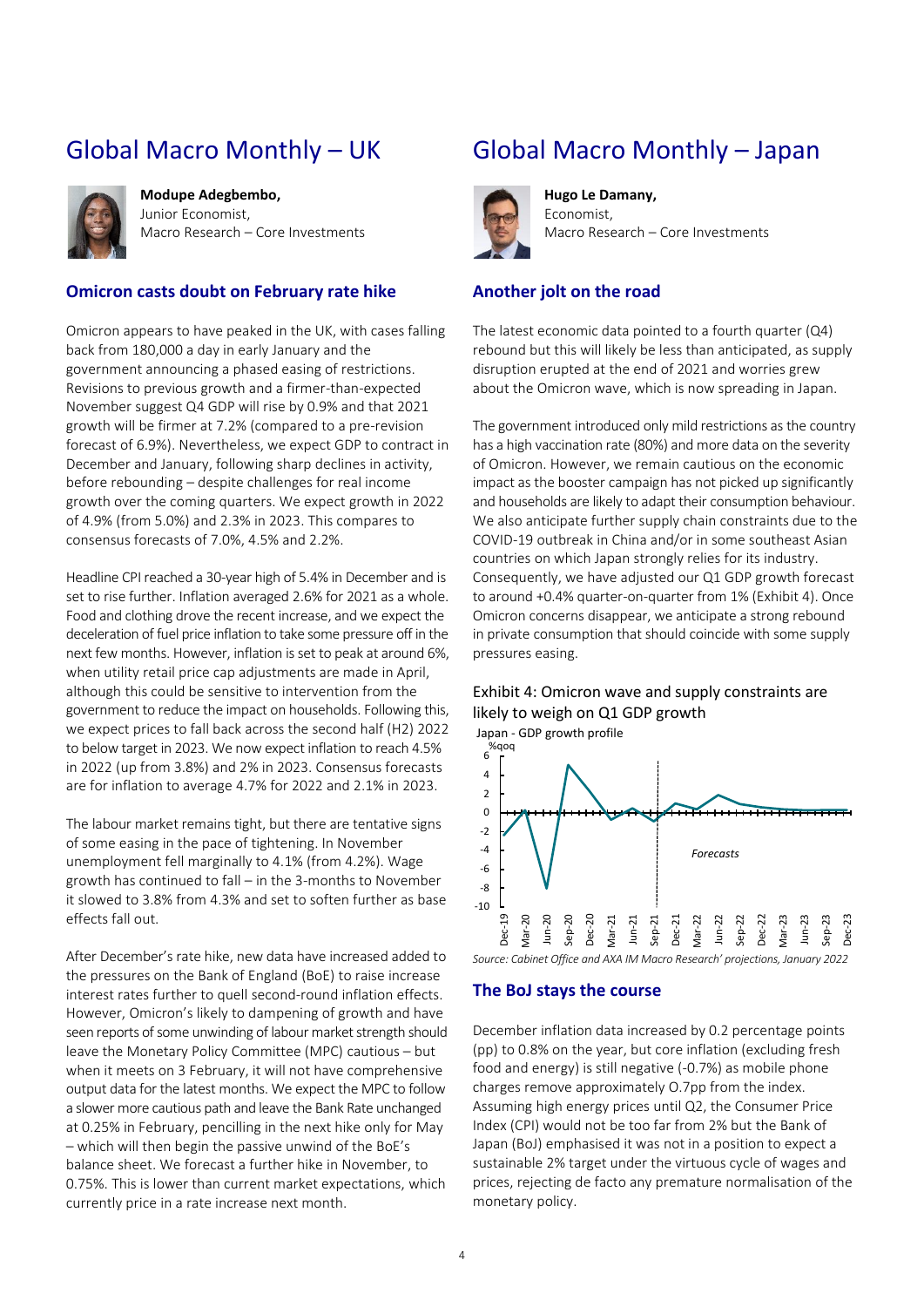# Global Macro Monthly – UK

**Modupe Adegbembo,**
Junior Economist,
Macro Research – Core Investments

### Omicron casts doubt on February rate hike

Omicron appears to have peaked in the UK, with cases falling back from 180,000 a day in early January and the government announcing a phased easing of restrictions. Revisions to previous growth and a firmer-than-expected November suggest Q4 GDP will rise by 0.9% and that 2021 growth will be firmer at 7.2% (compared to a pre-revision forecast of 6.9%). Nevertheless, we expect GDP to contract in December and January, following sharp declines in activity, before rebounding – despite challenges for real income growth over the coming quarters. We expect growth in 2022 of 4.9% (from 5.0%) and 2.3% in 2023. This compares to consensus forecasts of 7.0%, 4.5% and 2.2%.

Headline CPI reached a 30-year high of 5.4% in December and is set to rise further. Inflation averaged 2.6% for 2021 as a whole. Food and clothing drove the recent increase, and we expect the deceleration of fuel price inflation to take some pressure off in the next few months. However, inflation is set to peak at around 6%, when utility retail price cap adjustments are made in April, although this could be sensitive to intervention from the government to reduce the impact on households. Following this, we expect prices to fall back across the second half (H2) 2022 to below target in 2023. We now expect inflation to reach 4.5% in 2022 (up from 3.8%) and 2% in 2023. Consensus forecasts are for inflation to average 4.7% for 2022 and 2.1% in 2023.

The labour market remains tight, but there are tentative signs of some easing in the pace of tightening. In November unemployment fell marginally to 4.1% (from 4.2%). Wage growth has continued to fall – in the 3-months to November it slowed to 3.8% from 4.3% and to soften further as base effects fall out.

After December's rate hike, new data have increased added to the pressures on the Bank of England (BoE) to raise increase interest rates further to quell second-round inflation effects. However, Omicron's likely to dampening of growth and have seen reports of some unwinding of labour market strength should leave the Monetary Policy Committee (MPC) cautious – but when it meets on 3 February, it will not have comprehensive output data for the latest months. We expect the MPC to follow a slower more cautious path and leave the Bank Rate unchanged at 0.25% in February, pencilling in the next hike only for May – which will then begin the passive unwind of the BoE's balance sheet. We forecast a further hike in November, to 0.75%. This is lower than current market expectations, which currently price in a rate increase next month.

# Global Macro Monthly – Japan

**Hugo Le Damany,**
Economist,
Macro Research – Core Investments

### Another jolt on the road

The latest economic data pointed to a fourth quarter (Q4) rebound but this will likely be less than anticipated, as supply disruption erupted at the end of 2021 and worries grew about the Omicron wave, which is now spreading in Japan.

The government introduced only mild restrictions as the country has a high vaccination rate (80%) and more data on the severity of Omicron. However, we remain cautious on the economic impact as the booster campaign has not picked up significantly and households are likely to adapt their consumption behaviour. We also anticipate further supply chain constraints due to the COVID-19 outbreak in China and/or in some southeast Asian countries on which Japan strongly relies for its industry. Consequently, we have adjusted our Q1 GDP growth forecast to around +0.4% quarter-on-quarter from 1% (Exhibit 4). Once Omicron concerns disappear, we anticipate a strong rebound in private consumption that should coincide with some supply pressures easing.

Exhibit 4: Omicron wave and supply constraints are likely to weigh on Q1 GDP growth

Japan - GDP growth profile

*Source: Cabinet Office and AXA IM Macro Research' projections, January 2022*

### The BoJ stays the course

December inflation data increased by 0.2 percentage points (pp) to 0.8% on the year, but core inflation (excluding fresh food and energy) is still negative (-0.7%) as mobile phone charges remove approximately O.7pp from the index. Assuming high energy prices until Q2, the Consumer Price Index (CPI) would not be too far from 2% but the Bank of Japan (BoJ) emphasised it was not in a position to expect a sustainable 2% target under the virtuous cycle of wages and prices, rejecting de facto any premature normalisation of the monetary policy.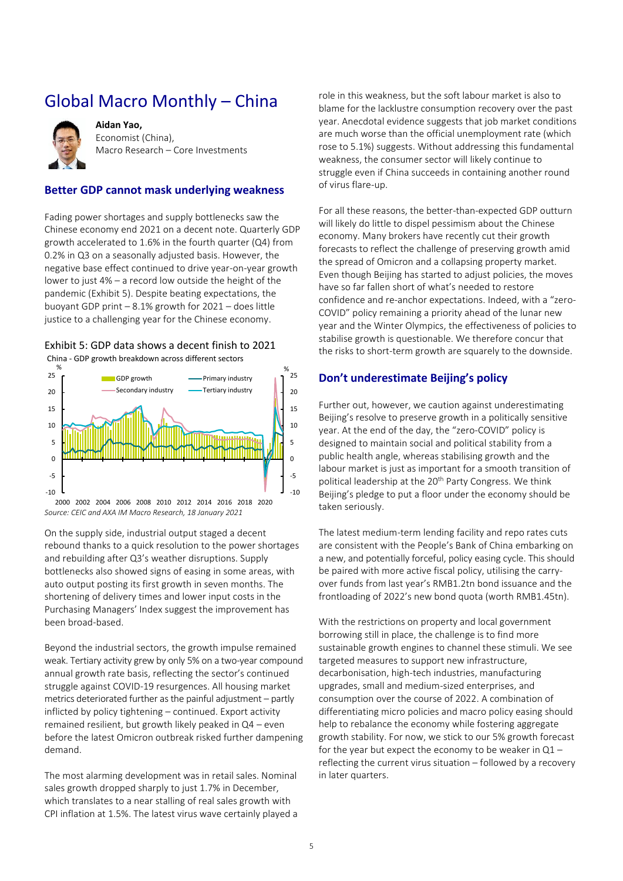# Global Macro Monthly – China

**Aidan Yao,**
Economist (China),
Macro Research – Core Investments

## Better GDP cannot mask underlying weakness

Fading power shortages and supply bottlenecks saw the Chinese economy end 2021 on a decent note. Quarterly GDP growth accelerated to 1.6% in the fourth quarter (Q4) from 0.2% in Q3 on a seasonally adjusted basis. However, the negative base effect continued to drive year-on-year growth lower to just 4% – a record low outside the height of the pandemic (Exhibit 5). Despite beating expectations, the buoyant GDP print – 8.1% growth for 2021 – does little justice to a challenging year for the Chinese economy.

Exhibit 5: GDP data shows a decent finish to 2021

Source: CEIC and AXA IM Macro Research, 18 January 2021

On the supply side, industrial output staged a decent rebound thanks to a quick resolution to the power shortages and rebuilding after Q3's weather disruptions. Supply bottlenecks also showed signs of easing in some areas, with auto output posting its first growth in seven months. The shortening of delivery times and lower input costs in the Purchasing Managers' Index suggest the improvement has been broad-based.

Beyond the industrial sectors, the growth impulse remained weak. Tertiary activity grew by only 5% on a two-year compound annual growth rate basis, reflecting the sector's continued struggle against COVID-19 resurgences. All housing market metrics deteriorated further as the painful adjustment – partly inflicted by policy tightening – continued. Export activity remained resilient, but growth likely peaked in Q4 – even before the latest Omicron outbreak risked further dampening demand.

The most alarming development was in retail sales. Nominal sales growth dropped sharply to just 1.7% in December, which translates to a near stalling of real sales growth with CPI inflation at 1.5%. The latest virus wave certainly played a role in this weakness, but the soft labour market is also to blame for the lacklustre consumption recovery over the past year. Anecdotal evidence suggests that job market conditions are much worse than the official unemployment rate (which rose to 5.1%) suggests. Without addressing this fundamental weakness, the consumer sector will likely continue to struggle even if China succeeds in containing another round of virus flare-up.

For all these reasons, the better-than-expected GDP outturn will likely do little to dispel pessimism about the Chinese economy. Many brokers have recently cut their growth forecasts to reflect the challenge of preserving growth amid the spread of Omicron and a collapsing property market. Even though Beijing has started to adjust policies, the moves have so far fallen short of what's needed to restore confidence and re-anchor expectations. Indeed, with a "zero-COVID" policy remaining a priority ahead of the lunar new year and the Winter Olympics, the effectiveness of policies to stabilise growth is questionable. We therefore concur that the risks to short-term growth are squarely to the downside.

## Don't underestimate Beijing's policy

Further out, however, we caution against underestimating Beijing's resolve to preserve growth in a politically sensitive year. At the end of the day, the "zero-COVID" policy is designed to maintain social and political stability from a public health angle, whereas stabilising growth and the labour market is just as important for a smooth transition of political leadership at the 20th Party Congress. We think Beijing's pledge to put a floor under the economy should be taken seriously.

The latest medium-term lending facility and repo rates cuts are consistent with the People's Bank of China embarking on a new, and potentially forceful, policy easing cycle. This should be paired with more active fiscal policy, utilising the carry-over funds from last year's RMB1.2tn bond issuance and the frontloading of 2022's new bond quota (worth RMB1.45tn).

With the restrictions on property and local government borrowing still in place, the challenge is to find more sustainable growth engines to channel these stimuli. We see targeted measures to support new infrastructure, decarbonisation, high-tech industries, manufacturing upgrades, small and medium-sized enterprises, and consumption over the course of 2022. A combination of differentiating micro policies and macro policy easing should help to rebalance the economy while fostering aggregate growth stability. For now, we stick to our 5% growth forecast for the year but expect the economy to be weaker in Q1 – reflecting the current virus situation – followed by a recovery in later quarters.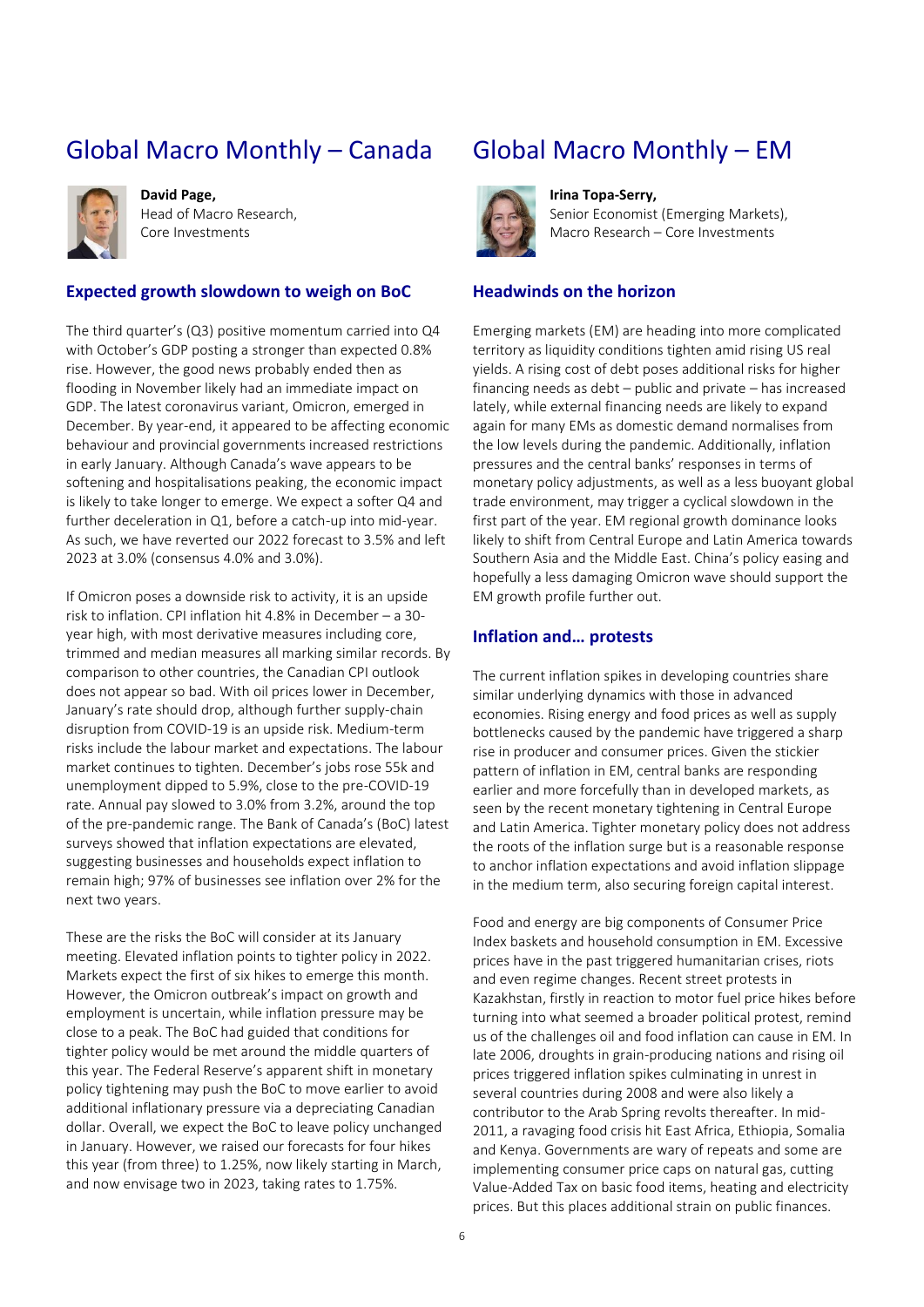# Global Macro Monthly – Canada

**David Page,**
Head of Macro Research,
Core Investments

## Expected growth slowdown to weigh on BoC

The third quarter's (Q3) positive momentum carried into Q4 with October's GDP posting a stronger than expected 0.8% rise. However, the good news probably ended then as flooding in November likely had an immediate impact on GDP. The latest coronavirus variant, Omicron, emerged in December. By year-end, it appeared to be affecting economic behaviour and provincial governments increased restrictions in early January. Although Canada's wave appears to be softening and hospitalisations peaking, the economic impact is likely to take longer to emerge. We expect a softer Q4 and further deceleration in Q1, before a catch-up into mid-year. As such, we have reverted our 2022 forecast to 3.5% and left 2023 at 3.0% (consensus 4.0% and 3.0%).

If Omicron poses a downside risk to activity, it is an upside risk to inflation. CPI inflation hit 4.8% in December – a 30-year high, with most derivative measures including core, trimmed and median measures all marking similar records. By comparison to other countries, the Canadian CPI outlook does not appear so bad. With oil prices lower in December, January's rate should drop, although further supply-chain disruption from COVID-19 is an upside risk. Medium-term risks include the labour market and expectations. The labour market continues to tighten. December's jobs rose 55k and unemployment dipped to 5.9%, close to the pre-COVID-19 rate. Annual pay slowed to 3.0% from 3.2%, around the top of the pre-pandemic range. The Bank of Canada's (BoC) latest surveys showed that inflation expectations are elevated, suggesting businesses and households expect inflation to remain high; 97% of businesses see inflation over 2% for the next two years.

These are the risks the BoC will consider at its January meeting. Elevated inflation points to tighter policy in 2022. Markets expect the first of six hikes to emerge this month. However, the Omicron outbreak's impact on growth and employment is uncertain, while inflation pressure may be close to a peak. The BoC had guided that conditions for tighter policy would be met around the middle quarters of this year. The Federal Reserve's apparent shift in monetary policy tightening may push the BoC to move earlier to avoid additional inflationary pressure via a depreciating Canadian dollar. Overall, we expect the BoC to leave policy unchanged in January. However, we raised our forecasts for four hikes this year (from three) to 1.25%, now likely starting in March, and now envisage two in 2023, taking rates to 1.75%.

# Global Macro Monthly – EM

**Irina Topa-Serry,**
Senior Economist (Emerging Markets),
Macro Research – Core Investments

## Headwinds on the horizon

Emerging markets (EM) are heading into more complicated territory as liquidity conditions tighten amid rising US real yields. A rising cost of debt poses additional risks for higher financing needs as debt – public and private – has increased lately, while external financing needs are likely to expand again for many EMs as domestic demand normalises from the low levels during the pandemic. Additionally, inflation pressures and the central banks' responses in terms of monetary policy adjustments, as well as a less buoyant global trade environment, may trigger a cyclical slowdown in the first part of the year. EM regional growth dominance looks likely to shift from Central Europe and Latin America towards Southern Asia and the Middle East. China's policy easing and hopefully a less damaging Omicron wave should support the EM growth profile further out.

## Inflation and… protests

The current inflation spikes in developing countries share similar underlying dynamics with those in advanced economies. Rising energy and food prices as well as supply bottlenecks caused by the pandemic have triggered a sharp rise in producer and consumer prices. Given the stickier pattern of inflation in EM, central banks are responding earlier and more forcefully than in developed markets, as seen by the recent monetary tightening in Central Europe and Latin America. Tighter monetary policy does not address the roots of the inflation surge but is a reasonable response to anchor inflation expectations and avoid inflation slippage in the medium term, also securing foreign capital interest.

Food and energy are big components of Consumer Price Index baskets and household consumption in EM. Excessive prices have in the past triggered humanitarian crises, riots and even regime changes. Recent street protests in Kazakhstan, firstly in reaction to motor fuel price hikes before turning into what seemed a broader political protest, remind us of the challenges oil and food inflation can cause in EM. In late 2006, droughts in grain-producing nations and rising oil prices triggered inflation spikes culminating in unrest in several countries during 2008 and were also likely a contributor to the Arab Spring revolts thereafter. In mid-2011, a ravaging food crisis hit East Africa, Ethiopia, Somalia and Kenya. Governments are wary of repeats and some are implementing consumer price caps on natural gas, cutting Value-Added Tax on basic food items, heating and electricity prices. But this places additional strain on public finances.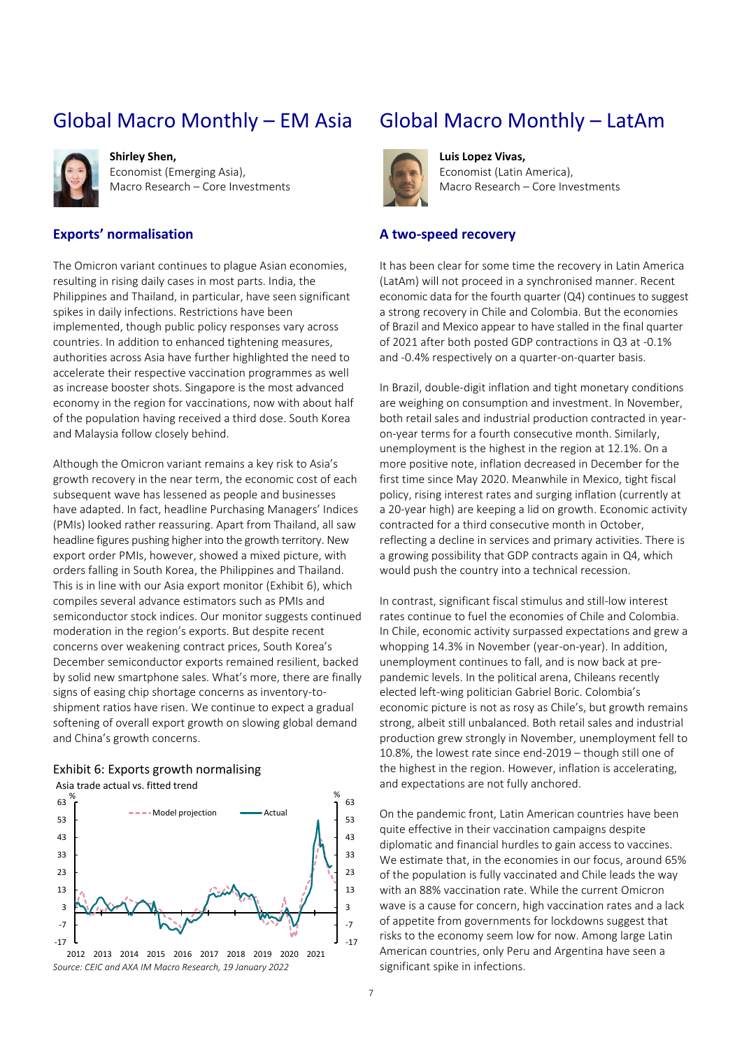# Global Macro Monthly – EM Asia

**Shirley Shen,**
Economist (Emerging Asia),
Macro Research – Core Investments

## Exports' normalisation

The Omicron variant continues to plague Asian economies, resulting in rising daily cases in most parts. India, the Philippines and Thailand, in particular, have seen significant spikes in daily infections. Restrictions have been implemented, though public policy responses vary across countries. In addition to enhanced tightening measures, authorities across Asia have further highlighted the need to accelerate their respective vaccination programmes as well as increase booster shots. Singapore is the most advanced economy in the region for vaccinations, now with about half of the population having received a third dose. South Korea and Malaysia follow closely behind.

Although the Omicron variant remains a key risk to Asia's growth recovery in the near term, the economic cost of each subsequent wave has lessened as people and businesses have adapted. In fact, headline Purchasing Managers' Indices (PMIs) looked rather reassuring. Apart from Thailand, all saw headline figures pushing higher into the growth territory. New export order PMIs, however, showed a mixed picture, with orders falling in South Korea, the Philippines and Thailand. This is in line with our Asia export monitor (Exhibit 6), which compiles several advance estimators such as PMIs and semiconductor stock indices. Our monitor suggests continued moderation in the region's exports. But despite recent concerns over weakening contract prices, South Korea's December semiconductor exports remained resilient, backed by solid new smartphone sales. What's more, there are finally signs of easing chip shortage concerns as inventory-to-shipment ratios have risen. We continue to expect a gradual softening of overall export growth on slowing global demand and China's growth concerns.

Exhibit 6: Exports growth normalising

Asia trade actual vs. fitted trend

*Source: CEIC and AXA IM Macro Research, 19 January 2022*

# Global Macro Monthly – LatAm

**Luis Lopez Vivas,**
Economist (Latin America),
Macro Research – Core Investments

## A two-speed recovery

It has been clear for some time the recovery in Latin America (LatAm) will not proceed in a synchronised manner. Recent economic data for the fourth quarter (Q4) continues to suggest a strong recovery in Chile and Colombia. But the economies of Brazil and Mexico appear to have stalled in the final quarter of 2021 after both posted GDP contractions in Q3 at -0.1% and -0.4% respectively on a quarter-on-quarter basis.

In Brazil, double-digit inflation and tight monetary conditions are weighing on consumption and investment. In November, both retail sales and industrial production contracted in year-on-year terms for a fourth consecutive month. Similarly, unemployment is the highest in the region at 12.1%. On a more positive note, inflation decreased in December for the first time since May 2020. Meanwhile in Mexico, tight fiscal policy, rising interest rates and surging inflation (currently at a 20-year high) are keeping a lid on growth. Economic activity contracted for a third consecutive month in October, reflecting a decline in services and primary activities. There is a growing possibility that GDP contracts again in Q4, which would push the country into a technical recession.

In contrast, significant fiscal stimulus and still-low interest rates continue to fuel the economies of Chile and Colombia. In Chile, economic activity surpassed expectations and grew a whopping 14.3% in November (year-on-year). In addition, unemployment continues to fall, and is now back at pre-pandemic levels. In the political arena, Chileans recently elected left-wing politician Gabriel Boric. Colombia's economic picture is not as rosy as Chile's, but growth remains strong, albeit still unbalanced. Both retail sales and industrial production grew strongly in November, unemployment fell to 10.8%, the lowest rate since end-2019 – though still one of the highest in the region. However, inflation is accelerating, and expectations are not fully anchored.

On the pandemic front, Latin American countries have been quite effective in their vaccination campaigns despite diplomatic and financial hurdles to gain access to vaccines. We estimate that, in the economies in our focus, around 65% of the population is fully vaccinated and Chile leads the way with an 88% vaccination rate. While the current Omicron wave is a cause for concern, high vaccination rates and a lack of appetite from governments for lockdowns suggest that risks to the economy seem low for now. Among large Latin American countries, only Peru and Argentina have seen a significant spike in infections.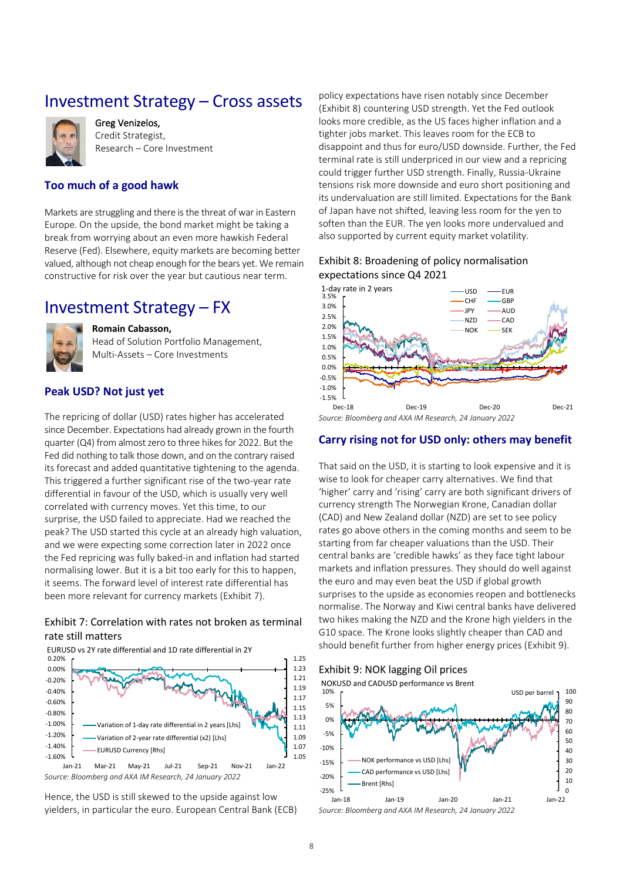# Investment Strategy – Cross assets

Greg Venizelos,
Credit Strategist,
Research – Core Investment

## Too much of a good hawk

Markets are struggling and there is the threat of war in Eastern Europe. On the upside, the bond market might be taking a break from worrying about an even more hawkish Federal Reserve (Fed). Elsewhere, equity markets are becoming better valued, although not cheap enough for the bears yet. We remain constructive for risk over the year but cautious near term.

# Investment Strategy – FX

Romain Cabasson,
Head of Solution Portfolio Management,
Multi-Assets – Core Investments

## Peak USD? Not just yet

The repricing of dollar (USD) rates higher has accelerated since December. Expectations had already grown in the fourth quarter (Q4) from almost zero to three hikes for 2022. But the Fed did nothing to talk those down, and on the contrary raised its forecast and added quantitative tightening to the agenda. This triggered a further significant rise of the two-year rate differential in favour of the USD, which is usually very well correlated with currency moves. Yet this time, to our surprise, the USD failed to appreciate. Had we reached the peak? The USD started this cycle at an already high valuation, and we were expecting some correction later in 2022 once the Fed repricing was fully baked-in and inflation had started normalising lower. But it is a bit too early for this to happen, it seems. The forward level of interest rate differential has been more relevant for currency markets (Exhibit 7).

Exhibit 7: Correlation with rates not broken as terminal rate still matters

Source: Bloomberg and AXA IM Research, 24 January 2022

Hence, the USD is still skewed to the upside against low yielders, in particular the euro. European Central Bank (ECB) policy expectations have risen notably since December (Exhibit 8) countering USD strength. Yet the Fed outlook looks more credible, as the US faces higher inflation and a tighter jobs market. This leaves room for the ECB to disappoint and thus for euro/USD downside. Further, the Fed terminal rate is still underpriced in our view and a repricing could trigger further USD strength. Finally, Russia-Ukraine tensions risk more downside and euro short positioning and its undervaluation are still limited. Expectations for the Bank of Japan have not shifted, leaving less room for the yen to soften than the EUR. The yen looks more undervalued and also supported by current equity market volatility.

Exhibit 8: Broadening of policy normalisation expectations since Q4 2021

Source: Bloomberg and AXA IM Research, 24 January 2022

## Carry rising not for USD only: others may benefit

That said on the USD, it is starting to look expensive and it is wise to look for cheaper carry alternatives. We find that 'higher' carry and 'rising' carry are both significant drivers of currency strength The Norwegian Krone, Canadian dollar (CAD) and New Zealand dollar (NZD) are set to see policy rates go above others in the coming months and seem to be starting from far cheaper valuations than the USD. Their central banks are 'credible hawks' as they face tight labour markets and inflation pressures. They should do well against the euro and may even beat the USD if global growth surprises to the upside as economies reopen and bottlenecks normalise. The Norway and Kiwi central banks have delivered two hikes making the NZD and the Krone high yielders in the G10 space. The Krone looks slightly cheaper than CAD and should benefit further from higher energy prices (Exhibit 9).

Exhibit 9: NOK lagging Oil prices

Source: Bloomberg and AXA IM Research, 24 January 2022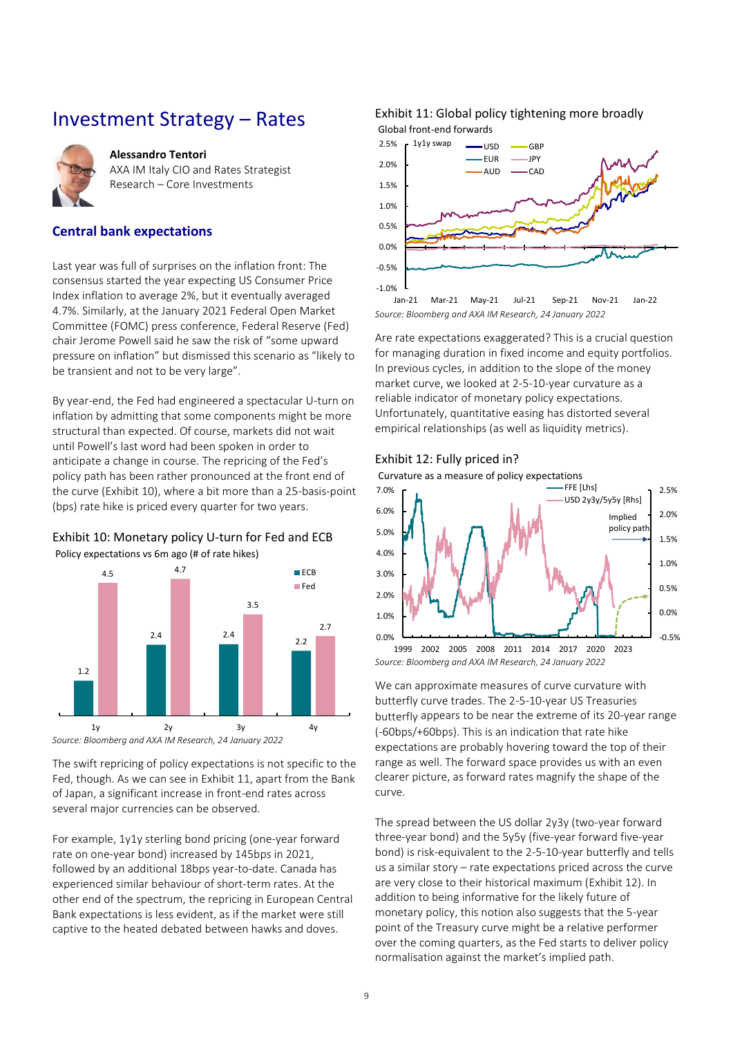# Investment Strategy – Rates

**Alessandro Tentori**
AXA IM Italy CIO and Rates Strategist
Research – Core Investments

## Central bank expectations

Last year was full of surprises on the inflation front: The consensus started the year expecting US Consumer Price Index inflation to average 2%, but it eventually averaged 4.7%. Similarly, at the January 2021 Federal Open Market Committee (FOMC) press conference, Federal Reserve (Fed) chair Jerome Powell said he saw the risk of "some upward pressure on inflation" but dismissed this scenario as "likely to be transient and not to be very large".

By year-end, the Fed had engineered a spectacular U-turn on inflation by admitting that some components might be more structural than expected. Of course, markets did not wait until Powell's last word had been spoken in order to anticipate a change in course. The repricing of the Fed's policy path has been rather pronounced at the front end of the curve (Exhibit 10), where a bit more than a 25-basis-point (bps) rate hike is priced every quarter for two years.

Exhibit 10: Monetary policy U-turn for Fed and ECB

Policy expectations vs 6m ago (# of rate hikes)

| | ECB | Fed |
|---|---|---|
| 1y | 1.2 | 4.5 |
| 2y | 2.4 | 4.7 |
| 3y | 2.4 | 3.5 |
| 4y | 2.2 | 2.7 |

*Source: Bloomberg and AXA IM Research, 24 January 2022*

The swift repricing of policy expectations is not specific to the Fed, though. As we can see in Exhibit 11, apart from the Bank of Japan, a significant increase in front-end rates across several major currencies can be observed.

For example, 1y1y sterling bond pricing (one-year forward rate on one-year bond) increased by 145bps in 2021, followed by an additional 18bps year-to-date. Canada has experienced similar behaviour of short-term rates. At the other end of the spectrum, the repricing in European Central Bank expectations is less evident, as if the market were still captive to the heated debated between hawks and doves.

Exhibit 11: Global policy tightening more broadly

Global front-end forwards

*Source: Bloomberg and AXA IM Research, 24 January 2022*

Are rate expectations exaggerated? This is a crucial question for managing duration in fixed income and equity portfolios. In previous cycles, in addition to the slope of the money market curve, we looked at 2-5-10-year curvature as a reliable indicator of monetary policy expectations. Unfortunately, quantitative easing has distorted several empirical relationships (as well as liquidity metrics).

Exhibit 12: Fully priced in?

Curvature as a measure of policy expectations

*Source: Bloomberg and AXA IM Research, 24 January 2022*

We can approximate measures of curve curvature with butterfly curve trades. The 2-5-10-year US Treasuries butterfly appears to be near the extreme of its 20-year range (-60bps/+60bps). This is an indication that rate hike expectations are probably hovering toward the top of their range as well. The forward space provides us with an even clearer picture, as forward rates magnify the shape of the curve.

The spread between the US dollar 2y3y (two-year forward three-year bond) and the 5y5y (five-year forward five-year bond) is risk-equivalent to the 2-5-10-year butterfly and tells us a similar story – rate expectations priced across the curve are very close to their historical maximum (Exhibit 12). In addition to being informative for the likely future of monetary policy, this notion also suggests that the 5-year point of the Treasury curve might be a relative performer over the coming quarters, as the Fed starts to deliver policy normalisation against the market's implied path.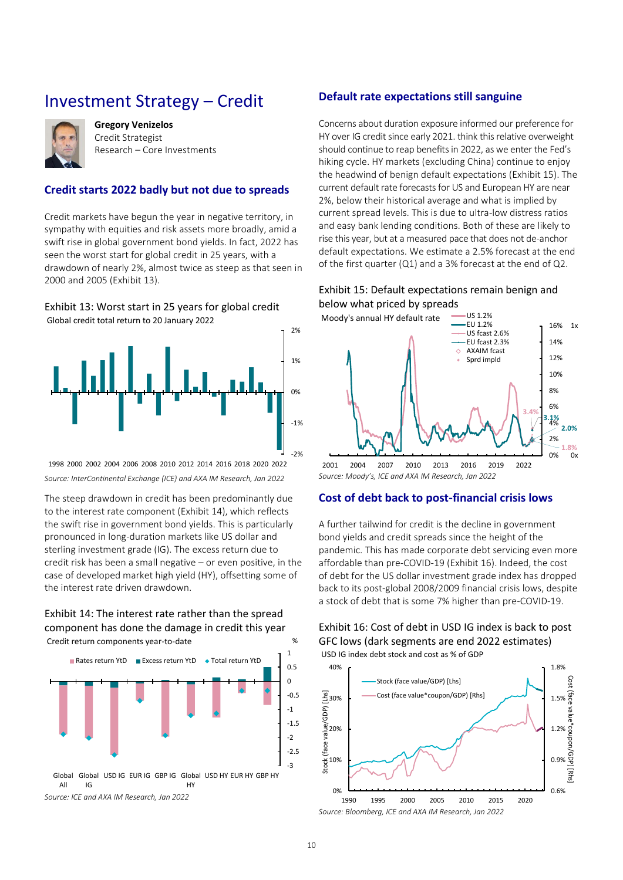# Investment Strategy – Credit

**Gregory Venizelos**
Credit Strategist
Research – Core Investments

## Credit starts 2022 badly but not due to spreads

Credit markets have begun the year in negative territory, in sympathy with equities and risk assets more broadly, amid a swift rise in global government bond yields. In fact, 2022 has seen the worst start for global credit in 25 years, with a drawdown of nearly 2%, almost twice as steep as that seen in 2000 and 2005 (Exhibit 13).

Exhibit 13: Worst start in 25 years for global credit

Global credit total return to 20 January 2022

*Source: InterContinental Exchange (ICE) and AXA IM Research, Jan 2022*

The steep drawdown in credit has been predominantly due to the interest rate component (Exhibit 14), which reflects the swift rise in government bond yields. This is particularly pronounced in long-duration markets like US dollar and sterling investment grade (IG). The excess return due to credit risk has been a small negative – or even positive, in the case of developed market high yield (HY), offsetting some of the interest rate driven drawdown.

Exhibit 14: The interest rate rather than the spread component has done the damage in credit this year

Credit return components year-to-date

*Source: ICE and AXA IM Research, Jan 2022*

## Default rate expectations still sanguine

Concerns about duration exposure informed our preference for HY over IG credit since early 2021. think this relative overweight should continue to reap benefits in 2022, as we enter the Fed's hiking cycle. HY markets (excluding China) continue to enjoy the headwind of benign default expectations (Exhibit 15). The current default rate forecasts for US and European HY are near 2%, below their historical average and what is implied by current spread levels. This is due to ultra-low distress ratios and easy bank lending conditions. Both of these are likely to rise this year, but at a measured pace that does not de-anchor default expectations. We estimate a 2.5% forecast at the end of the first quarter (Q1) and a 3% forecast at the end of Q2.

Exhibit 15: Default expectations remain benign and below what priced by spreads

Moody's annual HY default rate

*Source: Moody's, ICE and AXA IM Research, Jan 2022*

## Cost of debt back to post-financial crisis lows

A further tailwind for credit is the decline in government bond yields and credit spreads since the height of the pandemic. This has made corporate debt servicing even more affordable than pre-COVID-19 (Exhibit 16). Indeed, the cost of debt for the US dollar investment grade index has dropped back to its post-global 2008/2009 financial crisis lows, despite a stock of debt that is some 7% higher than pre-COVID-19.

Exhibit 16: Cost of debt in USD IG index is back to post GFC lows (dark segments are end 2022 estimates)

USD IG index debt stock and cost as % of GDP

*Source: Bloomberg, ICE and AXA IM Research, Jan 2022*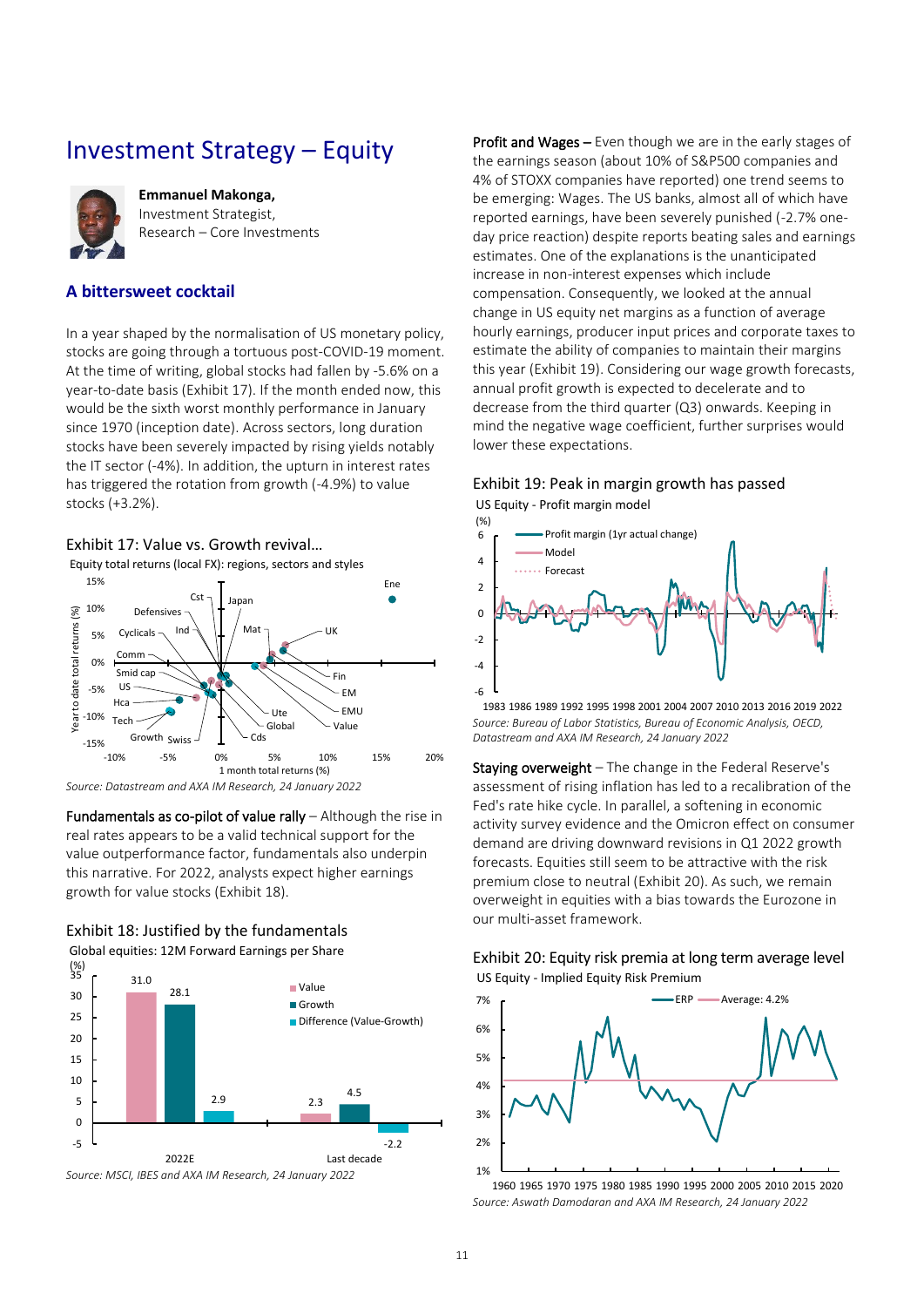# Investment Strategy – Equity

**Emmanuel Makonga,**
Investment Strategist,
Research – Core Investments

## A bittersweet cocktail

In a year shaped by the normalisation of US monetary policy, stocks are going through a tortuous post-COVID-19 moment. At the time of writing, global stocks had fallen by -5.6% on a year-to-date basis (Exhibit 17). If the month ended now, this would be the sixth worst monthly performance in January since 1970 (inception date). Across sectors, long duration stocks have been severely impacted by rising yields notably the IT sector (-4%). In addition, the upturn in interest rates has triggered the rotation from growth (-4.9%) to value stocks (+3.2%).

Exhibit 17: Value vs. Growth revival…

Equity total returns (local FX): regions, sectors and styles

*Source: Datastream and AXA IM Research, 24 January 2022*

**Fundamentals as co-pilot of value rally** – Although the rise in real rates appears to be a valid technical support for the value outperformance factor, fundamentals also underpin this narrative. For 2022, analysts expect higher earnings growth for value stocks (Exhibit 18).

Exhibit 18: Justified by the fundamentals

Global equities: 12M Forward Earnings per Share

| (%) | Value | Growth | Difference (Value-Growth) |
|---|---|---|---|
| 2022E | 31.0 | 28.1 | 2.9 |
| Last decade | 2.3 | 4.5 | -2.2 |

*Source: MSCI, IBES and AXA IM Research, 24 January 2022*

**Profit and Wages –** Even though we are in the early stages of the earnings season (about 10% of S&P500 companies and 4% of STOXX companies have reported) one trend seems to be emerging: Wages. The US banks, almost all of which have reported earnings, have been severely punished (-2.7% one-day price reaction) despite reports beating sales and earnings estimates. One of the explanations is the unanticipated increase in non-interest expenses which include compensation. Consequently, we looked at the annual change in US equity net margins as a function of average hourly earnings, producer input prices and corporate taxes to estimate the ability of companies to maintain their margins this year (Exhibit 19). Considering our wage growth forecasts, annual profit growth is expected to decelerate and to decrease from the third quarter (Q3) onwards. Keeping in mind the negative wage coefficient, further surprises would lower these expectations.

Exhibit 19: Peak in margin growth has passed

US Equity - Profit margin model

*Source: Bureau of Labor Statistics, Bureau of Economic Analysis, OECD, Datastream and AXA IM Research, 24 January 2022*

**Staying overweight** – The change in the Federal Reserve's assessment of rising inflation has led to a recalibration of the Fed's rate hike cycle. In parallel, a softening in economic activity survey evidence and the Omicron effect on consumer demand are driving downward revisions in Q1 2022 growth forecasts. Equities still seem to be attractive with the risk premium close to neutral (Exhibit 20). As such, we remain overweight in equities with a bias towards the Eurozone in our multi-asset framework.

Exhibit 20: Equity risk premia at long term average level

US Equity - Implied Equity Risk Premium

*Source: Aswath Damodaran and AXA IM Research, 24 January 2022*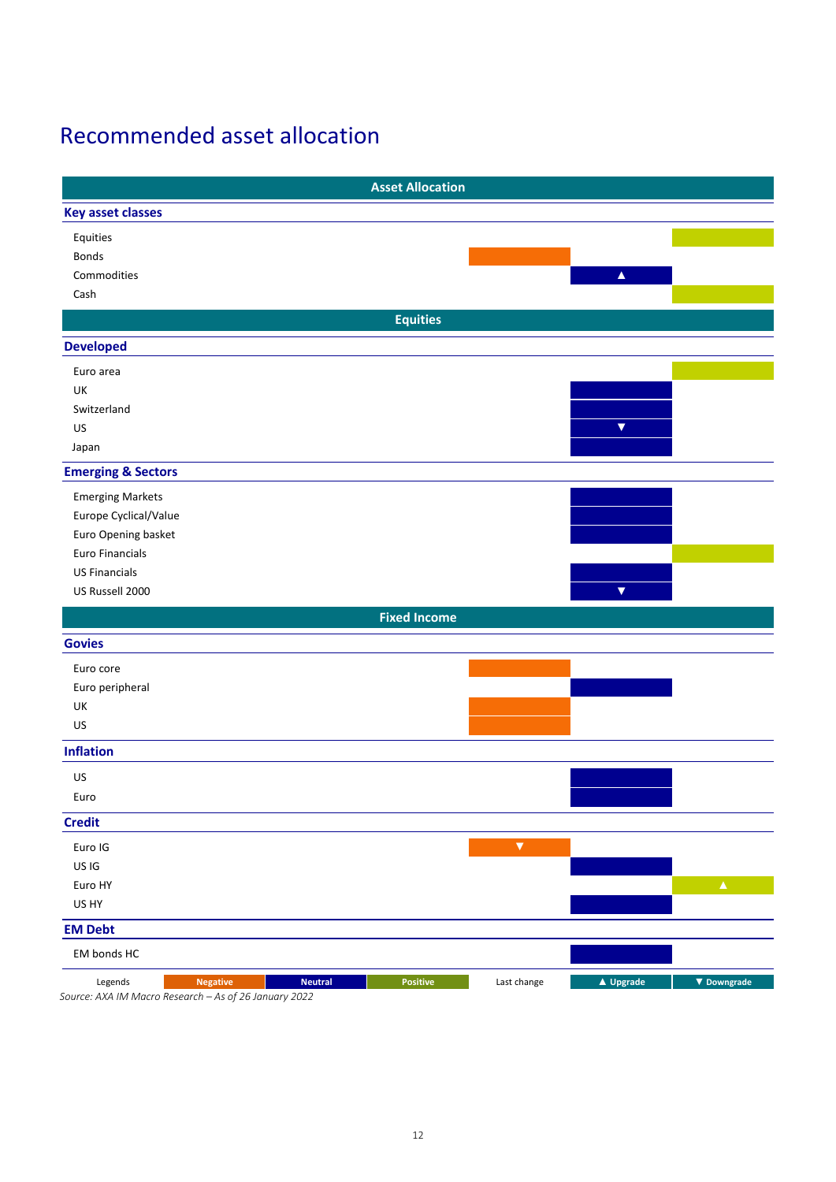# Recommended asset allocation

| Asset Allocation | Negative | Neutral | Positive |
|---|---|---|---|
| **Key asset classes** | | | |
| Equities | | | Positive |
| Bonds | Negative | | |
| Commodities | | Neutral ▲ | |
| Cash | | | Positive |
| **Equities** | | | |
| **Developed** | | | |
| Euro area | | | Positive |
| UK | | Neutral | |
| Switzerland | | Neutral | |
| US | | Neutral ▼ | |
| Japan | | Neutral | |
| **Emerging & Sectors** | | | |
| Emerging Markets | | Neutral | |
| Europe Cyclical/Value | | Neutral | |
| Euro Opening basket | | Neutral | |
| Euro Financials | | | Positive |
| US Financials | | Neutral | |
| US Russell 2000 | | Neutral ▼ | |
| **Fixed Income** | | | |
| **Govies** | | | |
| Euro core | Negative | | |
| Euro peripheral | | Neutral | |
| UK | Negative | | |
| US | Negative | | |
| **Inflation** | | | |
| US | | Neutral | |
| Euro | | Neutral | |
| **Credit** | | | |
| Euro IG | Negative ▼ | | |
| US IG | | Neutral | |
| Euro HY | | | Positive ▲ |
| US HY | | Neutral | |
| **EM Debt** | | | |
| EM bonds HC | | Neutral | |

Legends: Negative | Neutral | Positive — Last change: ▲ Upgrade | ▼ Downgrade

*Source: AXA IM Macro Research – As of 26 January 2022*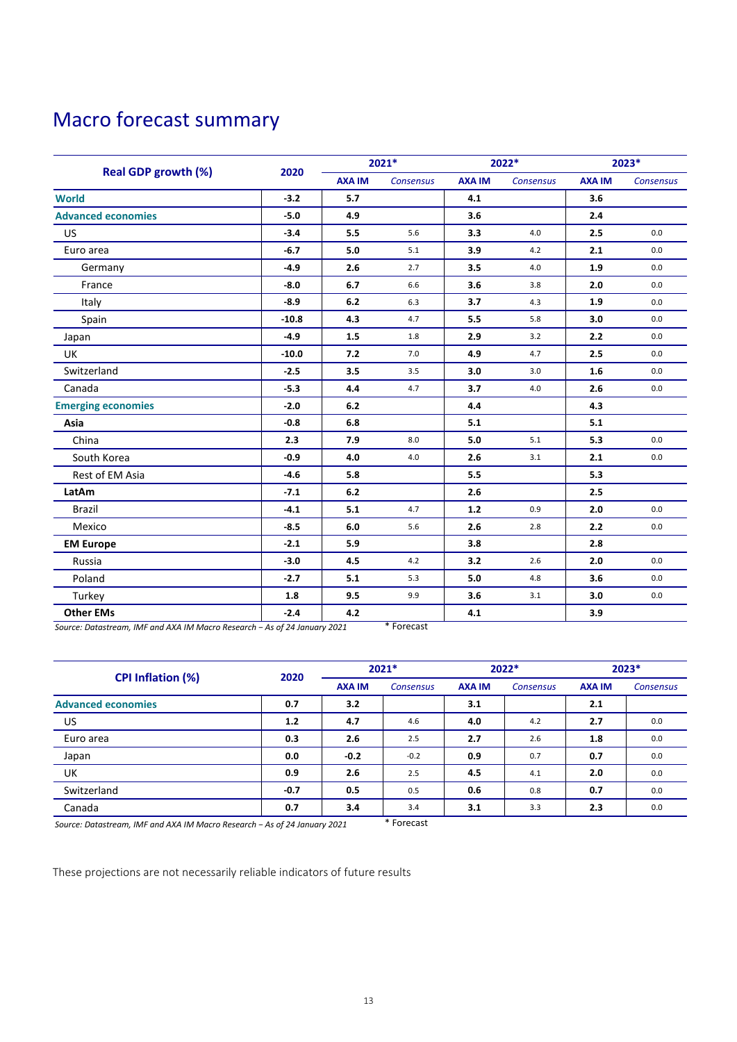# Macro forecast summary

| Real GDP growth (%) | 2020 | 2021* | | 2022* | | 2023* | |
|---|---|---|---|---|---|---|---|
| | | AXA IM | Consensus | AXA IM | Consensus | AXA IM | Consensus |
| **World** | **-3.2** | **5.7** | | **4.1** | | **3.6** | |
| **Advanced economies** | **-5.0** | **4.9** | | **3.6** | | **2.4** | |
| US | **-3.4** | **5.5** | 5.6 | **3.3** | 4.0 | **2.5** | 0.0 |
| Euro area | **-6.7** | **5.0** | 5.1 | **3.9** | 4.2 | **2.1** | 0.0 |
| Germany | **-4.9** | **2.6** | 2.7 | **3.5** | 4.0 | **1.9** | 0.0 |
| France | **-8.0** | **6.7** | 6.6 | **3.6** | 3.8 | **2.0** | 0.0 |
| Italy | **-8.9** | **6.2** | 6.3 | **3.7** | 4.3 | **1.9** | 0.0 |
| Spain | **-10.8** | **4.3** | 4.7 | **5.5** | 5.8 | **3.0** | 0.0 |
| Japan | **-4.9** | **1.5** | 1.8 | **2.9** | 3.2 | **2.2** | 0.0 |
| UK | **-10.0** | **7.2** | 7.0 | **4.9** | 4.7 | **2.5** | 0.0 |
| Switzerland | **-2.5** | **3.5** | 3.5 | **3.0** | 3.0 | **1.6** | 0.0 |
| Canada | **-5.3** | **4.4** | 4.7 | **3.7** | 4.0 | **2.6** | 0.0 |
| **Emerging economies** | **-2.0** | **6.2** | | **4.4** | | **4.3** | |
| **Asia** | **-0.8** | **6.8** | | **5.1** | | **5.1** | |
| China | **2.3** | **7.9** | 8.0 | **5.0** | 5.1 | **5.3** | 0.0 |
| South Korea | **-0.9** | **4.0** | 4.0 | **2.6** | 3.1 | **2.1** | 0.0 |
| Rest of EM Asia | **-4.6** | **5.8** | | **5.5** | | **5.3** | |
| **LatAm** | **-7.1** | **6.2** | | **2.6** | | **2.5** | |
| Brazil | **-4.1** | **5.1** | 4.7 | **1.2** | 0.9 | **2.0** | 0.0 |
| Mexico | **-8.5** | **6.0** | 5.6 | **2.6** | 2.8 | **2.2** | 0.0 |
| **EM Europe** | **-2.1** | **5.9** | | **3.8** | | **2.8** | |
| Russia | **-3.0** | **4.5** | 4.2 | **3.2** | 2.6 | **2.0** | 0.0 |
| Poland | **-2.7** | **5.1** | 5.3 | **5.0** | 4.8 | **3.6** | 0.0 |
| Turkey | **1.8** | **9.5** | 9.9 | **3.6** | 3.1 | **3.0** | 0.0 |
| **Other EMs** | **-2.4** | **4.2** | | **4.1** | | **3.9** | |

*Source: Datastream, IMF and AXA IM Macro Research – As of 24 January 2021* \* Forecast

| CPI Inflation (%) | 2020 | 2021* | | 2022* | | 2023* | |
|---|---|---|---|---|---|---|---|
| | | AXA IM | Consensus | AXA IM | Consensus | AXA IM | Consensus |
| **Advanced economies** | **0.7** | **3.2** | | **3.1** | | **2.1** | |
| US | **1.2** | **4.7** | 4.6 | **4.0** | 4.2 | **2.7** | 0.0 |
| Euro area | **0.3** | **2.6** | 2.5 | **2.7** | 2.6 | **1.8** | 0.0 |
| Japan | **0.0** | **-0.2** | -0.2 | **0.9** | 0.7 | **0.7** | 0.0 |
| UK | **0.9** | **2.6** | 2.5 | **4.5** | 4.1 | **2.0** | 0.0 |
| Switzerland | **-0.7** | **0.5** | 0.5 | **0.6** | 0.8 | **0.7** | 0.0 |
| Canada | **0.7** | **3.4** | 3.4 | **3.1** | 3.3 | **2.3** | 0.0 |

*Source: Datastream, IMF and AXA IM Macro Research – As of 24 January 2021* \* Forecast

These projections are not necessarily reliable indicators of future results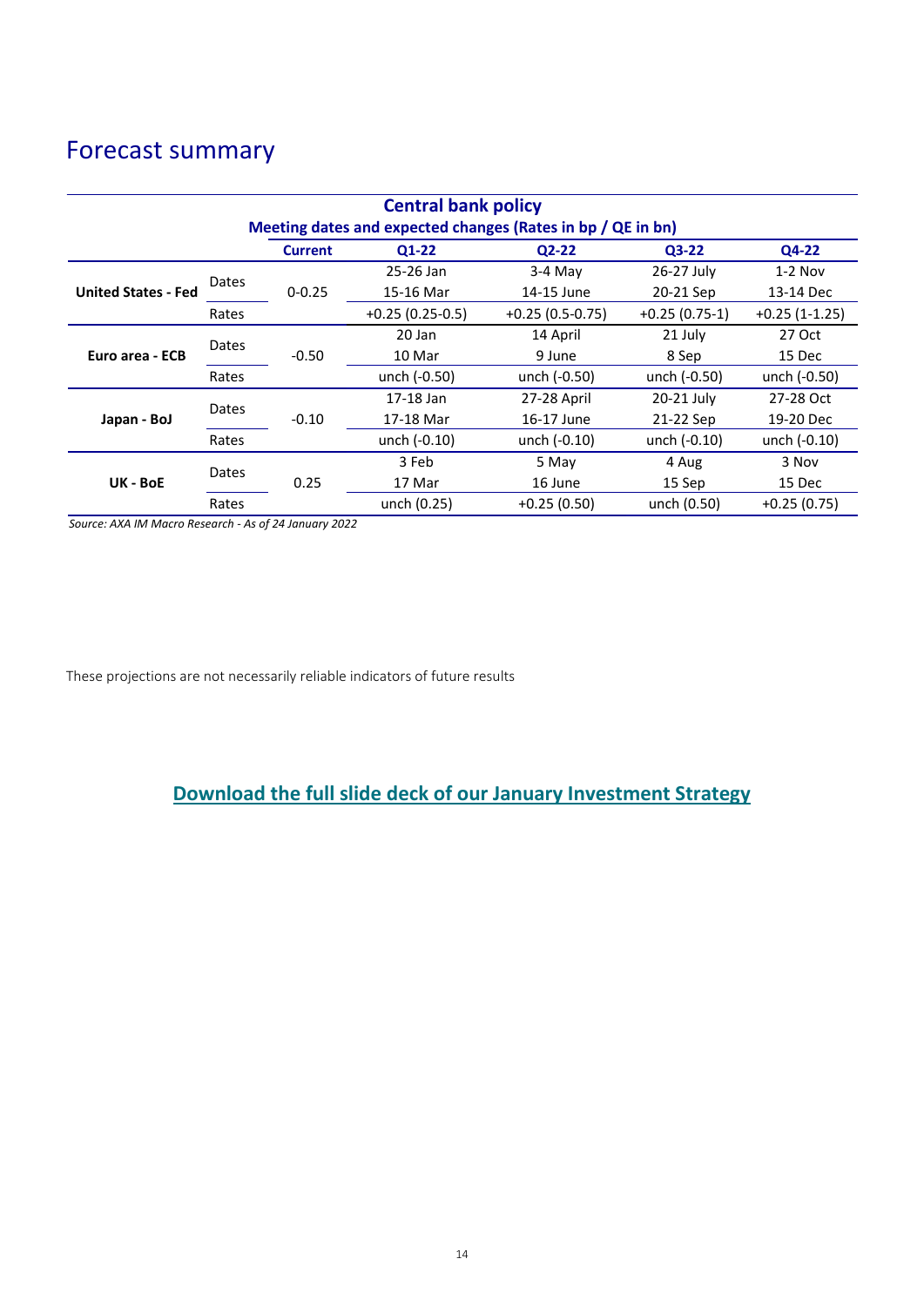# Forecast summary

| Central bank policy<br>Meeting dates and expected changes (Rates in bp / QE in bn) | | | | | | |
|---|---|---|---|---|---|---|
| | | **Current** | **Q1-22** | **Q2-22** | **Q3-22** | **Q4-22** |
| **United States - Fed** | Dates | 0-0.25 | 25-26 Jan<br>15-16 Mar | 3-4 May<br>14-15 June | 26-27 July<br>20-21 Sep | 1-2 Nov<br>13-14 Dec |
| | Rates | | +0.25 (0.25-0.5) | +0.25 (0.5-0.75) | +0.25 (0.75-1) | +0.25 (1-1.25) |
| **Euro area - ECB** | Dates | -0.50 | 20 Jan<br>10 Mar | 14 April<br>9 June | 21 July<br>8 Sep | 27 Oct<br>15 Dec |
| | Rates | | unch (-0.50) | unch (-0.50) | unch (-0.50) | unch (-0.50) |
| **Japan - BoJ** | Dates | -0.10 | 17-18 Jan<br>17-18 Mar | 27-28 April<br>16-17 June | 20-21 July<br>21-22 Sep | 27-28 Oct<br>19-20 Dec |
| | Rates | | unch (-0.10) | unch (-0.10) | unch (-0.10) | unch (-0.10) |
| **UK - BoE** | Dates | 0.25 | 3 Feb<br>17 Mar | 5 May<br>16 June | 4 Aug<br>15 Sep | 3 Nov<br>15 Dec |
| | Rates | | unch (0.25) | +0.25 (0.50) | unch (0.50) | +0.25 (0.75) |

*Source: AXA IM Macro Research - As of 24 January 2022*

These projections are not necessarily reliable indicators of future results

**Download the full slide deck of our January Investment Strategy**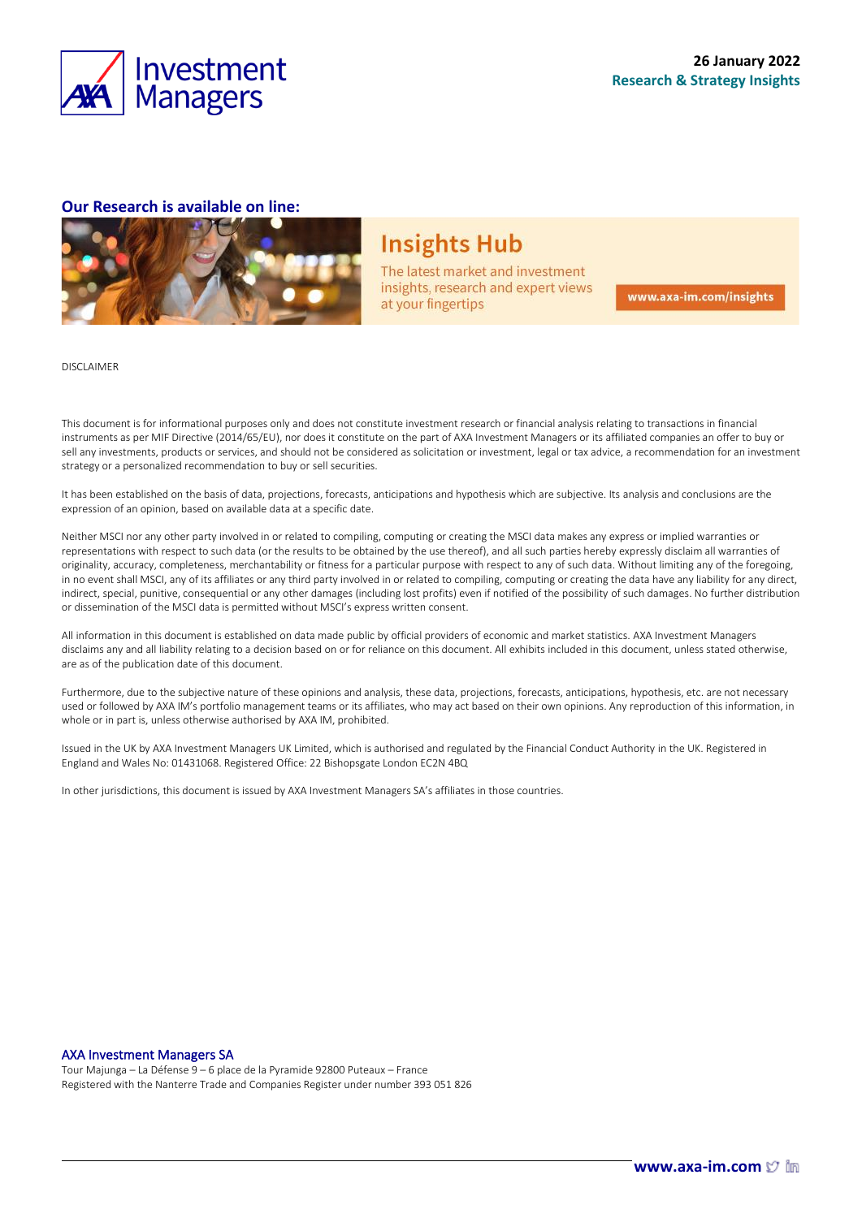**26 January 2022**
**Research & Strategy Insights**

## Our Research is available on line:

# Insights Hub

The latest market and investment insights, research and expert views at your fingertips

www.axa-im.com/insights

DISCLAIMER

This document is for informational purposes only and does not constitute investment research or financial analysis relating to transactions in financial instruments as per MIF Directive (2014/65/EU), nor does it constitute on the part of AXA Investment Managers or its affiliated companies an offer to buy or sell any investments, products or services, and should not be considered as solicitation or investment, legal or tax advice, a recommendation for an investment strategy or a personalized recommendation to buy or sell securities.

It has been established on the basis of data, projections, forecasts, anticipations and hypothesis which are subjective. Its analysis and conclusions are the expression of an opinion, based on available data at a specific date.

Neither MSCI nor any other party involved in or related to compiling, computing or creating the MSCI data makes any express or implied warranties or representations with respect to such data (or the results to be obtained by the use thereof), and all such parties hereby expressly disclaim all warranties of originality, accuracy, completeness, merchantability or fitness for a particular purpose with respect to any of such data. Without limiting any of the foregoing, in no event shall MSCI, any of its affiliates or any third party involved in or related to compiling, computing or creating the data have any liability for any direct, indirect, special, punitive, consequential or any other damages (including lost profits) even if notified of the possibility of such damages. No further distribution or dissemination of the MSCI data is permitted without MSCI's express written consent.

All information in this document is established on data made public by official providers of economic and market statistics. AXA Investment Managers disclaims any and all liability relating to a decision based on or for reliance on this document. All exhibits included in this document, unless stated otherwise, are as of the publication date of this document.

Furthermore, due to the subjective nature of these opinions and analysis, these data, projections, forecasts, anticipations, hypothesis, etc. are not necessary used or followed by AXA IM's portfolio management teams or its affiliates, who may act based on their own opinions. Any reproduction of this information, in whole or in part is, unless otherwise authorised by AXA IM, prohibited.

Issued in the UK by AXA Investment Managers UK Limited, which is authorised and regulated by the Financial Conduct Authority in the UK. Registered in England and Wales No: 01431068. Registered Office: 22 Bishopsgate London EC2N 4BQ

In other jurisdictions, this document is issued by AXA Investment Managers SA's affiliates in those countries.

**AXA Investment Managers SA**
Tour Majunga – La Défense 9 – 6 place de la Pyramide 92800 Puteaux – France
Registered with the Nanterre Trade and Companies Register under number 393 051 826

www.axa-im.com